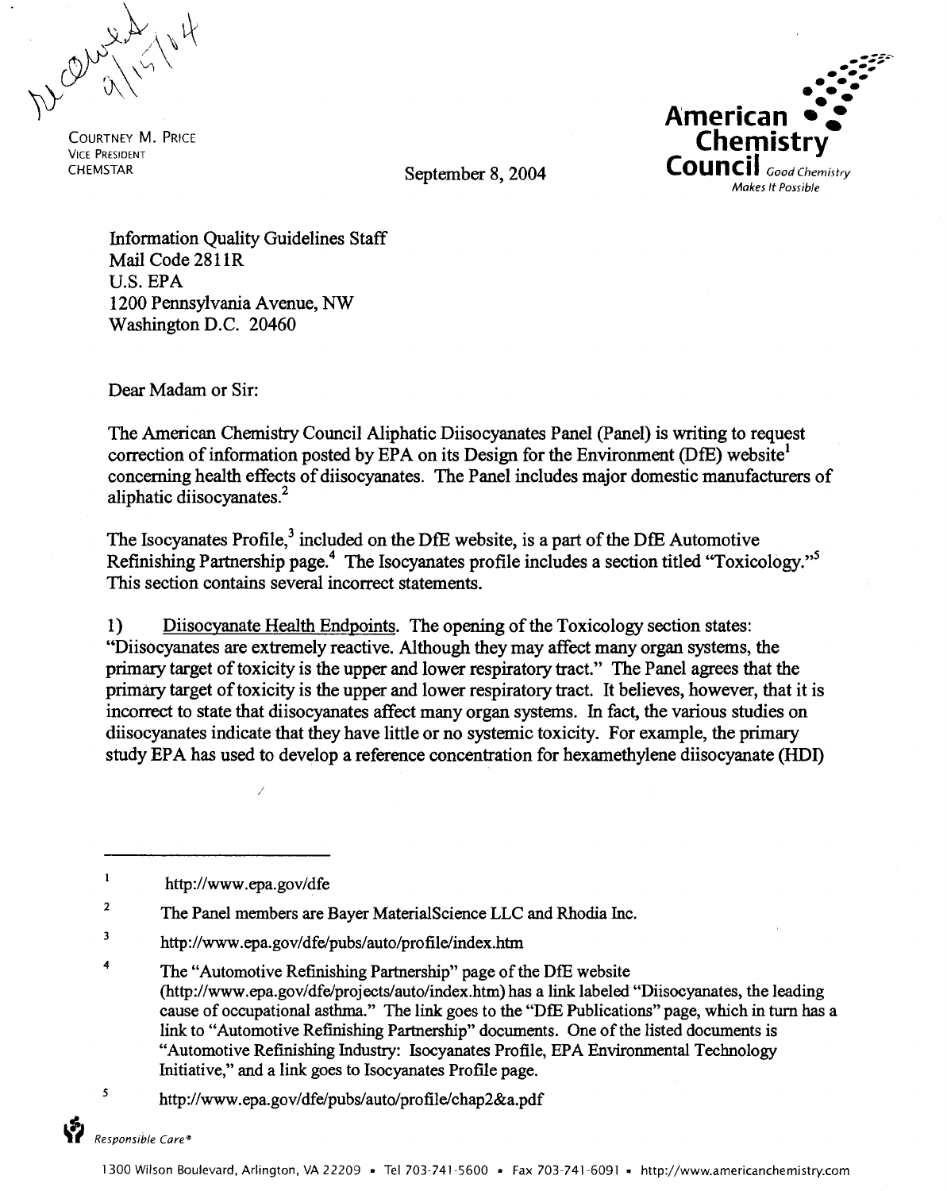received 9/15/04

COURTNEY M. PRICE
VICE PRESIDENT
CHEMSTAR

September 8, 2004

American Chemistry Council *Good Chemistry Makes It Possible*

Information Quality Guidelines Staff
Mail Code 2811R
U.S. EPA
1200 Pennsylvania Avenue, NW
Washington D.C. 20460

Dear Madam or Sir:

The American Chemistry Council Aliphatic Diisocyanates Panel (Panel) is writing to request correction of information posted by EPA on its Design for the Environment (DfE) website[1] concerning health effects of diisocyanates. The Panel includes major domestic manufacturers of aliphatic diisocyanates.[2]

The Isocyanates Profile,[3] included on the DfE website, is a part of the DfE Automotive Refinishing Partnership page.[4] The Isocyanates profile includes a section titled "Toxicology."[5] This section contains several incorrect statements.

1) Diisocyanate Health Endpoints. The opening of the Toxicology section states: "Diisocyanates are extremely reactive. Although they may affect many organ systems, the primary target of toxicity is the upper and lower respiratory tract." The Panel agrees that the primary target of toxicity is the upper and lower respiratory tract. It believes, however, that it is incorrect to state that diisocyanates affect many organ systems. In fact, the various studies on diisocyanates indicate that they have little or no systemic toxicity. For example, the primary study EPA has used to develop a reference concentration for hexamethylene diisocyanate (HDI)

---

[1] http://www.epa.gov/dfe

[2] The Panel members are Bayer MaterialScience LLC and Rhodia Inc.

[3] http://www.epa.gov/dfe/pubs/auto/profile/index.htm

[4] The "Automotive Refinishing Partnership" page of the DfE website (http://www.epa.gov/dfe/projects/auto/index.htm) has a link labeled "Diisocyanates, the leading cause of occupational asthma." The link goes to the "DfE Publications" page, which in turn has a link to "Automotive Refinishing Partnership" documents. One of the listed documents is "Automotive Refinishing Industry: Isocyanates Profile, EPA Environmental Technology Initiative," and a link goes to Isocyanates Profile page.

[5] http://www.epa.gov/dfe/pubs/auto/profile/chap2&a.pdf

*Responsible Care®*

1300 Wilson Boulevard, Arlington, VA 22209 • Tel 703-741-5600 • Fax 703-741-6091 • http://www.americanchemistry.com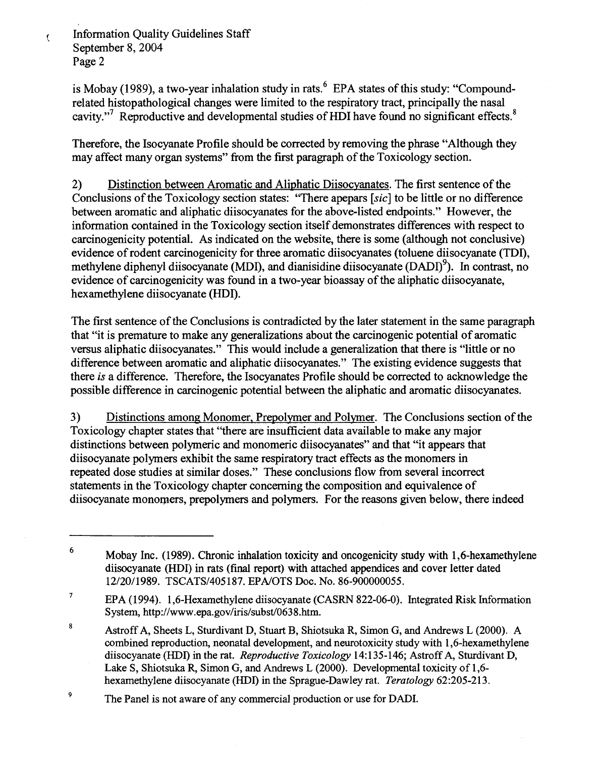is Mobay (1989), a two-year inhalation study in rats.[6] EPA states of this study: "Compound-related histopathological changes were limited to the respiratory tract, principally the nasal cavity."[7] Reproductive and developmental studies of HDI have found no significant effects.[8]

Therefore, the Isocyanate Profile should be corrected by removing the phrase "Although they may affect many organ systems" from the first paragraph of the Toxicology section.

2) Distinction between Aromatic and Aliphatic Diisocyanates. The first sentence of the Conclusions of the Toxicology section states: "There apepars [*sic*] to be little or no difference between aromatic and aliphatic diisocyanates for the above-listed endpoints." However, the information contained in the Toxicology section itself demonstrates differences with respect to carcinogenicity potential. As indicated on the website, there is some (although not conclusive) evidence of rodent carcinogenicity for three aromatic diisocyanates (toluene diisocyanate (TDI), methylene diphenyl diisocyanate (MDI), and dianisidine diisocyanate (DADI)[9]). In contrast, no evidence of carcinogenicity was found in a two-year bioassay of the aliphatic diisocyanate, hexamethylene diisocyanate (HDI).

The first sentence of the Conclusions is contradicted by the later statement in the same paragraph that "it is premature to make any generalizations about the carcinogenic potential of aromatic versus aliphatic diisocyanates." This would include a generalization that there is "little or no difference between aromatic and aliphatic diisocyanates." The existing evidence suggests that there *is* a difference. Therefore, the Isocyanates Profile should be corrected to acknowledge the possible difference in carcinogenic potential between the aliphatic and aromatic diisocyanates.

3) Distinctions among Monomer, Prepolymer and Polymer. The Conclusions section of the Toxicology chapter states that "there are insufficient data available to make any major distinctions between polymeric and monomeric diisocyanates" and that "it appears that diisocyanate polymers exhibit the same respiratory tract effects as the monomers in repeated dose studies at similar doses." These conclusions flow from several incorrect statements in the Toxicology chapter concerning the composition and equivalence of diisocyanate monomers, prepolymers and polymers. For the reasons given below, there indeed

---

[6] Mobay Inc. (1989). Chronic inhalation toxicity and oncogenicity study with 1,6-hexamethylene diisocyanate (HDI) in rats (final report) with attached appendices and cover letter dated 12/20/1989. TSCATS/405187. EPA/OTS Doc. No. 86-900000055.

[7] EPA (1994). 1,6-Hexamethylene diisocyanate (CASRN 822-06-0). Integrated Risk Information System, http://www.epa.gov/iris/subst/0638.htm.

[8] Astroff A, Sheets L, Sturdivant D, Stuart B, Shiotsuka R, Simon G, and Andrews L (2000). A combined reproduction, neonatal development, and neurotoxicity study with 1,6-hexamethylene diisocyanate (HDI) in the rat. *Reproductive Toxicology* 14:135-146; Astroff A, Sturdivant D, Lake S, Shiotsuka R, Simon G, and Andrews L (2000). Developmental toxicity of 1,6-hexamethylene diisocyanate (HDI) in the Sprague-Dawley rat. *Teratology* 62:205-213.

[9] The Panel is not aware of any commercial production or use for DADI.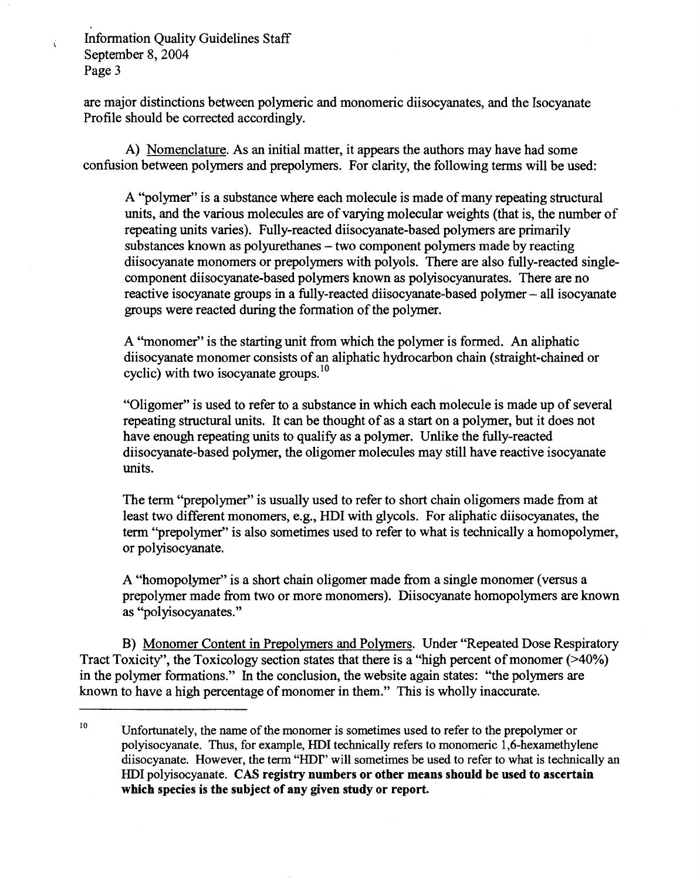are major distinctions between polymeric and monomeric diisocyanates, and the Isocyanate Profile should be corrected accordingly.

A) Nomenclature. As an initial matter, it appears the authors may have had some confusion between polymers and prepolymers. For clarity, the following terms will be used:

> A "polymer" is a substance where each molecule is made of many repeating structural units, and the various molecules are of varying molecular weights (that is, the number of repeating units varies). Fully-reacted diisocyanate-based polymers are primarily substances known as polyurethanes – two component polymers made by reacting diisocyanate monomers or prepolymers with polyols. There are also fully-reacted single-component diisocyanate-based polymers known as polyisocyanurates. There are no reactive isocyanate groups in a fully-reacted diisocyanate-based polymer – all isocyanate groups were reacted during the formation of the polymer.
>
> A "monomer" is the starting unit from which the polymer is formed. An aliphatic diisocyanate monomer consists of an aliphatic hydrocarbon chain (straight-chained or cyclic) with two isocyanate groups.[10]
>
> "Oligomer" is used to refer to a substance in which each molecule is made up of several repeating structural units. It can be thought of as a start on a polymer, but it does not have enough repeating units to qualify as a polymer. Unlike the fully-reacted diisocyanate-based polymer, the oligomer molecules may still have reactive isocyanate units.
>
> The term "prepolymer" is usually used to refer to short chain oligomers made from at least two different monomers, e.g., HDI with glycols. For aliphatic diisocyanates, the term "prepolymer" is also sometimes used to refer to what is technically a homopolymer, or polyisocyanate.
>
> A "homopolymer" is a short chain oligomer made from a single monomer (versus a prepolymer made from two or more monomers). Diisocyanate homopolymers are known as "polyisocyanates."

B) Monomer Content in Prepolymers and Polymers. Under "Repeated Dose Respiratory Tract Toxicity", the Toxicology section states that there is a "high percent of monomer (>40%) in the polymer formations." In the conclusion, the website again states: "the polymers are known to have a high percentage of monomer in them." This is wholly inaccurate.

---

[10] Unfortunately, the name of the monomer is sometimes used to refer to the prepolymer or polyisocyanate. Thus, for example, HDI technically refers to monomeric 1,6-hexamethylene diisocyanate. However, the term "HDI" will sometimes be used to refer to what is technically an HDI polyisocyanate. **CAS registry numbers or other means should be used to ascertain which species is the subject of any given study or report.**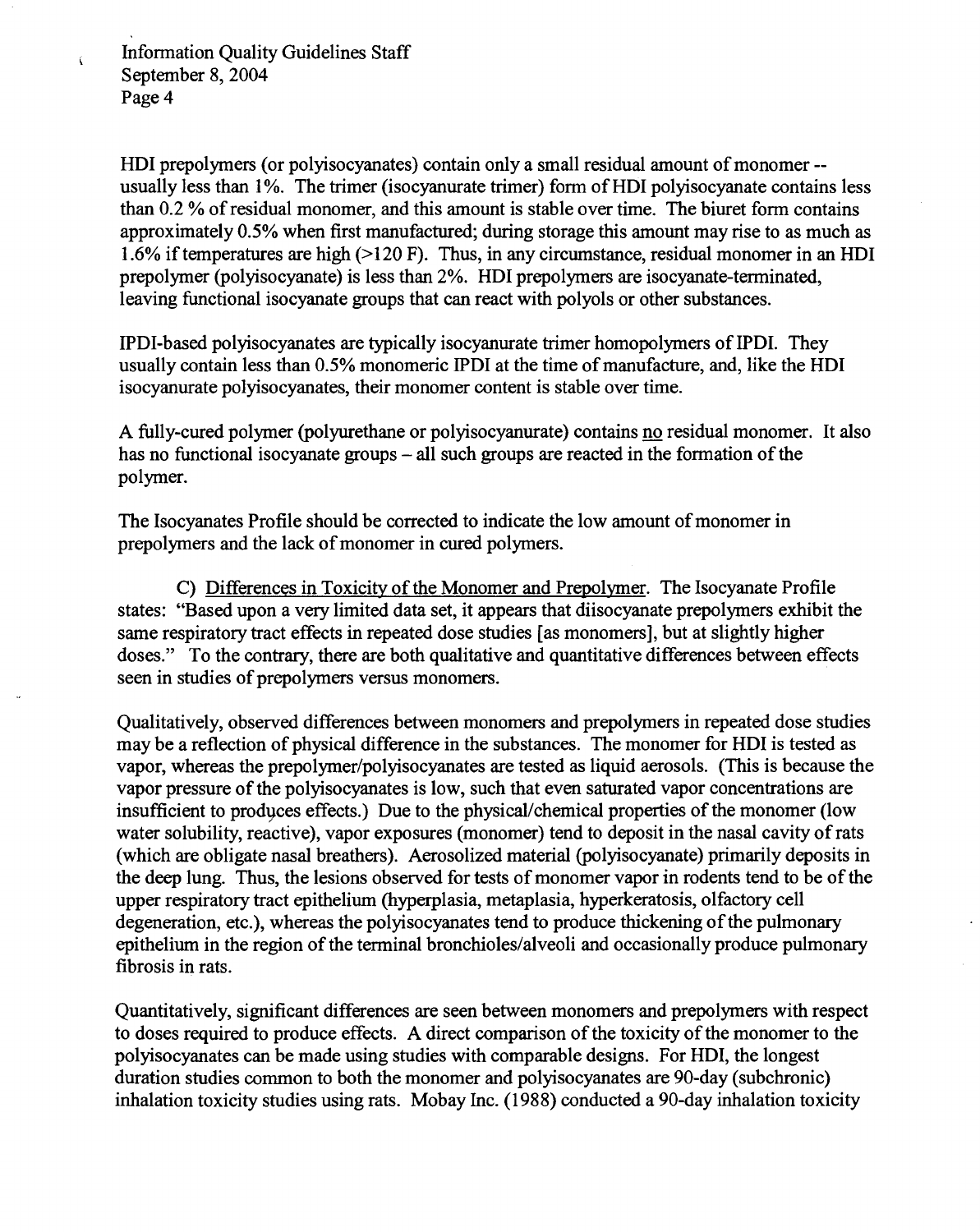HDI prepolymers (or polyisocyanates) contain only a small residual amount of monomer -- usually less than 1%. The trimer (isocyanurate trimer) form of HDI polyisocyanate contains less than 0.2 % of residual monomer, and this amount is stable over time. The biuret form contains approximately 0.5% when first manufactured; during storage this amount may rise to as much as 1.6% if temperatures are high (>120 F). Thus, in any circumstance, residual monomer in an HDI prepolymer (polyisocyanate) is less than 2%. HDI prepolymers are isocyanate-terminated, leaving functional isocyanate groups that can react with polyols or other substances.

IPDI-based polyisocyanates are typically isocyanurate trimer homopolymers of IPDI. They usually contain less than 0.5% monomeric IPDI at the time of manufacture, and, like the HDI isocyanurate polyisocyanates, their monomer content is stable over time.

A fully-cured polymer (polyurethane or polyisocyanurate) contains no residual monomer. It also has no functional isocyanate groups – all such groups are reacted in the formation of the polymer.

The Isocyanates Profile should be corrected to indicate the low amount of monomer in prepolymers and the lack of monomer in cured polymers.

C) Differences in Toxicity of the Monomer and Prepolymer. The Isocyanate Profile states: "Based upon a very limited data set, it appears that diisocyanate prepolymers exhibit the same respiratory tract effects in repeated dose studies [as monomers], but at slightly higher doses." To the contrary, there are both qualitative and quantitative differences between effects seen in studies of prepolymers versus monomers.

Qualitatively, observed differences between monomers and prepolymers in repeated dose studies may be a reflection of physical difference in the substances. The monomer for HDI is tested as vapor, whereas the prepolymer/polyisocyanates are tested as liquid aerosols. (This is because the vapor pressure of the polyisocyanates is low, such that even saturated vapor concentrations are insufficient to produces effects.) Due to the physical/chemical properties of the monomer (low water solubility, reactive), vapor exposures (monomer) tend to deposit in the nasal cavity of rats (which are obligate nasal breathers). Aerosolized material (polyisocyanate) primarily deposits in the deep lung. Thus, the lesions observed for tests of monomer vapor in rodents tend to be of the upper respiratory tract epithelium (hyperplasia, metaplasia, hyperkeratosis, olfactory cell degeneration, etc.), whereas the polyisocyanates tend to produce thickening of the pulmonary epithelium in the region of the terminal bronchioles/alveoli and occasionally produce pulmonary fibrosis in rats.

Quantitatively, significant differences are seen between monomers and prepolymers with respect to doses required to produce effects. A direct comparison of the toxicity of the monomer to the polyisocyanates can be made using studies with comparable designs. For HDI, the longest duration studies common to both the monomer and polyisocyanates are 90-day (subchronic) inhalation toxicity studies using rats. Mobay Inc. (1988) conducted a 90-day inhalation toxicity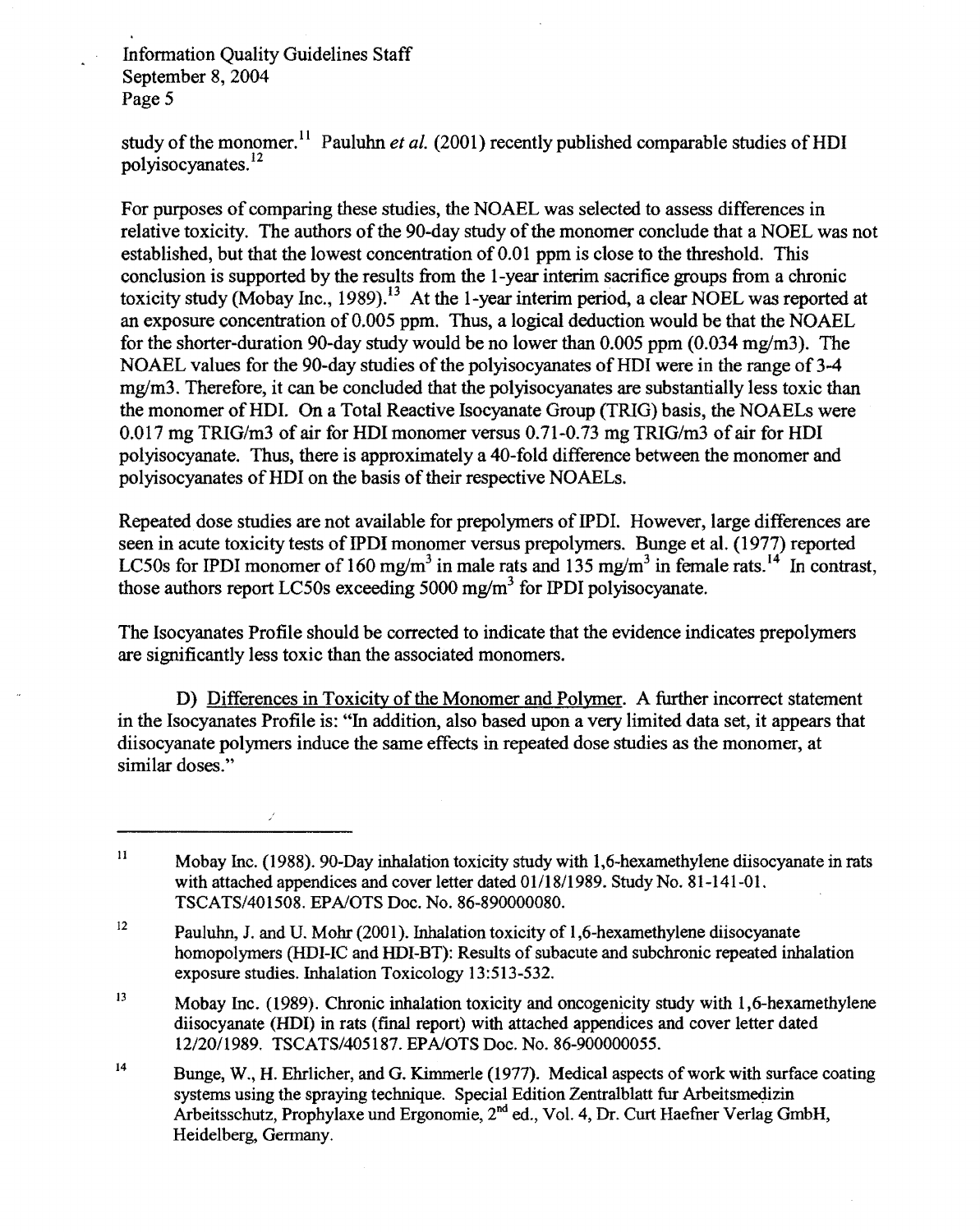study of the monomer.[11] Pauluhn *et al.* (2001) recently published comparable studies of HDI polyisocyanates.[12]

For purposes of comparing these studies, the NOAEL was selected to assess differences in relative toxicity. The authors of the 90-day study of the monomer conclude that a NOEL was not established, but that the lowest concentration of 0.01 ppm is close to the threshold. This conclusion is supported by the results from the 1-year interim sacrifice groups from a chronic toxicity study (Mobay Inc., 1989).[13] At the 1-year interim period, a clear NOEL was reported at an exposure concentration of 0.005 ppm. Thus, a logical deduction would be that the NOAEL for the shorter-duration 90-day study would be no lower than 0.005 ppm (0.034 mg/m3). The NOAEL values for the 90-day studies of the polyisocyanates of HDI were in the range of 3-4 mg/m3. Therefore, it can be concluded that the polyisocyanates are substantially less toxic than the monomer of HDI. On a Total Reactive Isocyanate Group (TRIG) basis, the NOAELs were 0.017 mg TRIG/m3 of air for HDI monomer versus 0.71-0.73 mg TRIG/m3 of air for HDI polyisocyanate. Thus, there is approximately a 40-fold difference between the monomer and polyisocyanates of HDI on the basis of their respective NOAELs.

Repeated dose studies are not available for prepolymers of IPDI. However, large differences are seen in acute toxicity tests of IPDI monomer versus prepolymers. Bunge et al. (1977) reported LC50s for IPDI monomer of 160 $mg/m^3$ in male rats and 135 $mg/m^3$ in female rats.[14] In contrast, those authors report LC50s exceeding 5000 $mg/m^3$ for IPDI polyisocyanate.

The Isocyanates Profile should be corrected to indicate that the evidence indicates prepolymers are significantly less toxic than the associated monomers.

D) Differences in Toxicity of the Monomer and Polymer. A further incorrect statement in the Isocyanates Profile is: "In addition, also based upon a very limited data set, it appears that diisocyanate polymers induce the same effects in repeated dose studies as the monomer, at similar doses."

---

[11] Mobay Inc. (1988). 90-Day inhalation toxicity study with 1,6-hexamethylene diisocyanate in rats with attached appendices and cover letter dated 01/18/1989. Study No. 81-141-01. TSCATS/401508. EPA/OTS Doc. No. 86-890000080.

[12] Pauluhn, J. and U. Mohr (2001). Inhalation toxicity of 1,6-hexamethylene diisocyanate homopolymers (HDI-IC and HDI-BT): Results of subacute and subchronic repeated inhalation exposure studies. Inhalation Toxicology 13:513-532.

[13] Mobay Inc. (1989). Chronic inhalation toxicity and oncogenicity study with 1,6-hexamethylene diisocyanate (HDI) in rats (final report) with attached appendices and cover letter dated 12/20/1989. TSCATS/405187. EPA/OTS Doc. No. 86-900000055.

[14] Bunge, W., H. Ehrlicher, and G. Kimmerle (1977). Medical aspects of work with surface coating systems using the spraying technique. Special Edition Zentralblatt fur Arbeitsmedizin Arbeitsschutz, Prophylaxe und Ergonomie, 2nd ed., Vol. 4, Dr. Curt Haefner Verlag GmbH, Heidelberg, Germany.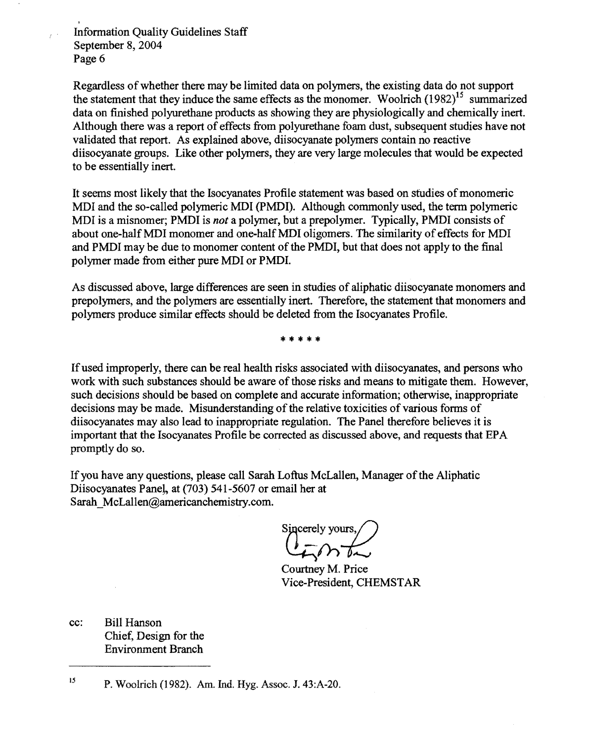Regardless of whether there may be limited data on polymers, the existing data do not support the statement that they induce the same effects as the monomer. Woolrich (1982)[15] summarized data on finished polyurethane products as showing they are physiologically and chemically inert. Although there was a report of effects from polyurethane foam dust, subsequent studies have not validated that report. As explained above, diisocyanate polymers contain no reactive diisocyanate groups. Like other polymers, they are very large molecules that would be expected to be essentially inert.

It seems most likely that the Isocyanates Profile statement was based on studies of monomeric MDI and the so-called polymeric MDI (PMDI). Although commonly used, the term polymeric MDI is a misnomer; PMDI is *not* a polymer, but a prepolymer. Typically, PMDI consists of about one-half MDI monomer and one-half MDI oligomers. The similarity of effects for MDI and PMDI may be due to monomer content of the PMDI, but that does not apply to the final polymer made from either pure MDI or PMDI.

As discussed above, large differences are seen in studies of aliphatic diisocyanate monomers and prepolymers, and the polymers are essentially inert. Therefore, the statement that monomers and polymers produce similar effects should be deleted from the Isocyanates Profile.

\* \* \* \* \*

If used improperly, there can be real health risks associated with diisocyanates, and persons who work with such substances should be aware of those risks and means to mitigate them. However, such decisions should be based on complete and accurate information; otherwise, inappropriate decisions may be made. Misunderstanding of the relative toxicities of various forms of diisocyanates may also lead to inappropriate regulation. The Panel therefore believes it is important that the Isocyanates Profile be corrected as discussed above, and requests that EPA promptly do so.

If you have any questions, please call Sarah Loftus McLallen, Manager of the Aliphatic Diisocyanates Panel, at (703) 541-5607 or email her at Sarah_McLallen@americanchemistry.com.

Sincerely yours,

Courtney M. Price
Vice-President, CHEMSTAR

cc: Bill Hanson
Chief, Design for the Environment Branch

---

[15] P. Woolrich (1982). Am. Ind. Hyg. Assoc. J. 43:A-20.